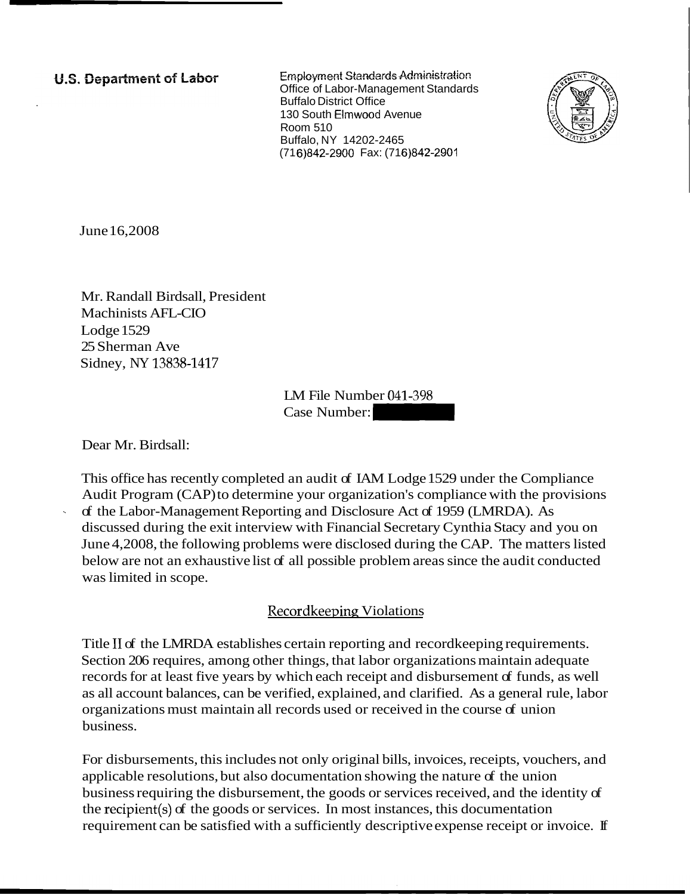**U.S. Department of Labor**

Employment Standards Administration
Office of Labor-Management Standards
Buffalo District Office
130 South Elmwood Avenue
Room 510
Buffalo, NY 14202-2465
(716)842-2900 Fax: (716)842-2901

June 16,2008

Mr. Randall Birdsall, President
Machinists AFL-CIO
Lodge 1529
25 Sherman Ave
Sidney, NY 13838-1417

LM File Number 041-398
Case Number:

Dear Mr. Birdsall:

This office has recently completed an audit of IAM Lodge 1529 under the Compliance Audit Program (CAP) to determine your organization's compliance with the provisions of the Labor-Management Reporting and Disclosure Act of 1959 (LMRDA). As discussed during the exit interview with Financial Secretary Cynthia Stacy and you on June 4,2008, the following problems were disclosed during the CAP. The matters listed below are not an exhaustive list of all possible problem areas since the audit conducted was limited in scope.

## Recordkeeping Violations

Title II of the LMRDA establishes certain reporting and recordkeeping requirements. Section 206 requires, among other things, that labor organizations maintain adequate records for at least five years by which each receipt and disbursement of funds, as well as all account balances, can be verified, explained, and clarified. As a general rule, labor organizations must maintain all records used or received in the course of union business.

For disbursements, this includes not only original bills, invoices, receipts, vouchers, and applicable resolutions, but also documentation showing the nature of the union business requiring the disbursement, the goods or services received, and the identity of the recipient(s) of the goods or services. In most instances, this documentation requirement can be satisfied with a sufficiently descriptive expense receipt or invoice. If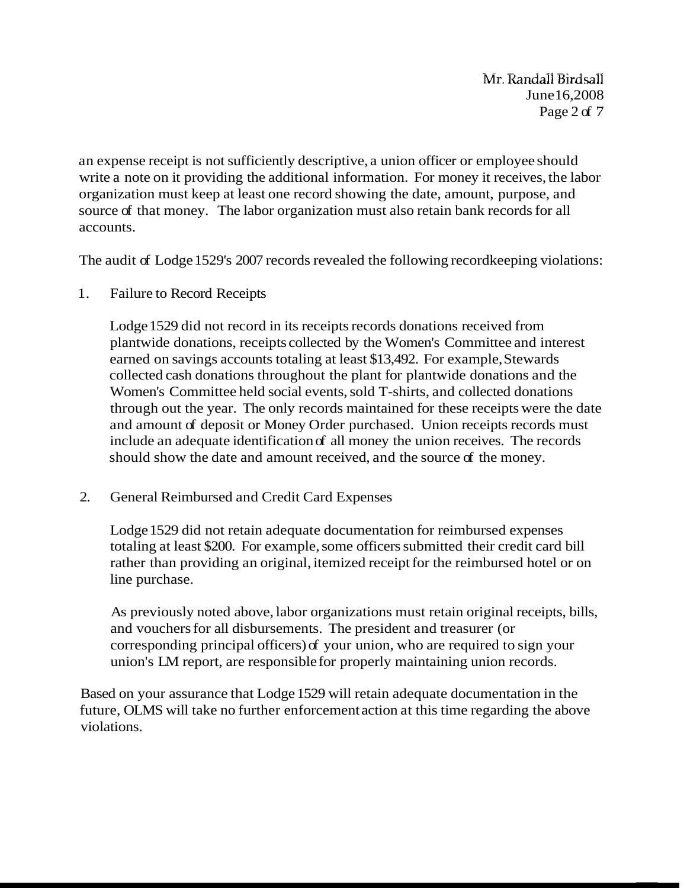an expense receipt is not sufficiently descriptive, a union officer or employee should write a note on it providing the additional information. For money it receives, the labor organization must keep at least one record showing the date, amount, purpose, and source of that money. The labor organization must also retain bank records for all accounts.

The audit of Lodge 1529's 2007 records revealed the following recordkeeping violations:

1. Failure to Record Receipts

   Lodge 1529 did not record in its receipts records donations received from plantwide donations, receipts collected by the Women's Committee and interest earned on savings accounts totaling at least $13,492. For example, Stewards collected cash donations throughout the plant for plantwide donations and the Women's Committee held social events, sold T-shirts, and collected donations through out the year. The only records maintained for these receipts were the date and amount of deposit or Money Order purchased. Union receipts records must include an adequate identification of all money the union receives. The records should show the date and amount received, and the source of the money.

2. General Reimbursed and Credit Card Expenses

   Lodge 1529 did not retain adequate documentation for reimbursed expenses totaling at least $200. For example, some officers submitted their credit card bill rather than providing an original, itemized receipt for the reimbursed hotel or on line purchase.

   As previously noted above, labor organizations must retain original receipts, bills, and vouchers for all disbursements. The president and treasurer (or corresponding principal officers) of your union, who are required to sign your union's LM report, are responsible for properly maintaining union records.

Based on your assurance that Lodge 1529 will retain adequate documentation in the future, OLMS will take no further enforcement action at this time regarding the above violations.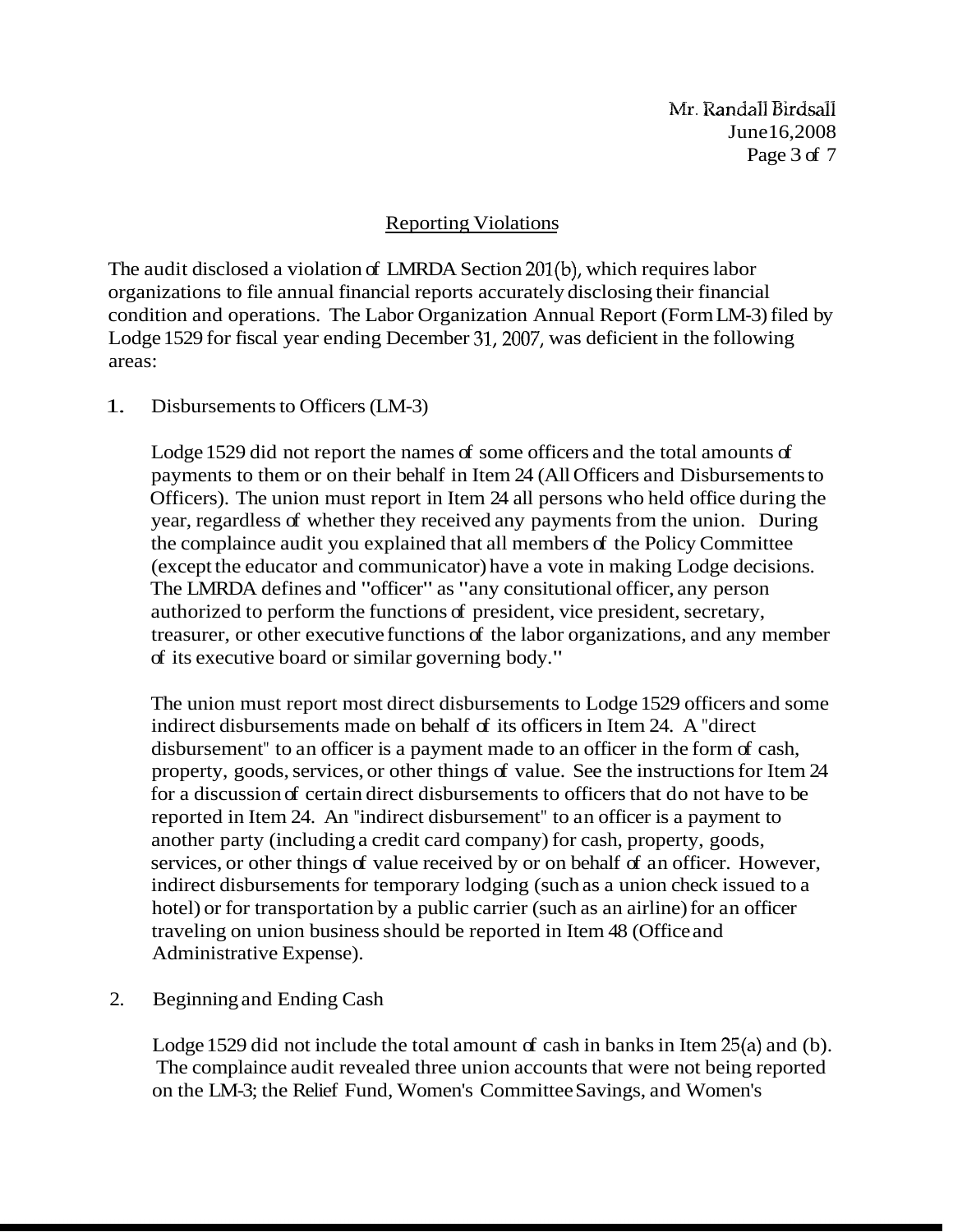## Reporting Violations

The audit disclosed a violation of LMRDA Section 201(b), which requires labor organizations to file annual financial reports accurately disclosing their financial condition and operations. The Labor Organization Annual Report (Form LM-3) filed by Lodge 1529 for fiscal year ending December 31, 2007, was deficient in the following areas:

1. Disbursements to Officers (LM-3)

   Lodge 1529 did not report the names of some officers and the total amounts of payments to them or on their behalf in Item 24 (All Officers and Disbursements to Officers). The union must report in Item 24 all persons who held office during the year, regardless of whether they received any payments from the union. During the complaince audit you explained that all members of the Policy Committee (except the educator and communicator) have a vote in making Lodge decisions. The LMRDA defines and "officer" as "any consitutional officer, any person authorized to perform the functions of president, vice president, secretary, treasurer, or other executive functions of the labor organizations, and any member of its executive board or similar governing body."

   The union must report most direct disbursements to Lodge 1529 officers and some indirect disbursements made on behalf of its officers in Item 24. A "direct disbursement" to an officer is a payment made to an officer in the form of cash, property, goods, services, or other things of value. See the instructions for Item 24 for a discussion of certain direct disbursements to officers that do not have to be reported in Item 24. An "indirect disbursement" to an officer is a payment to another party (including a credit card company) for cash, property, goods, services, or other things of value received by or on behalf of an officer. However, indirect disbursements for temporary lodging (such as a union check issued to a hotel) or for transportation by a public carrier (such as an airline) for an officer traveling on union business should be reported in Item 48 (Office and Administrative Expense).

2. Beginning and Ending Cash

   Lodge 1529 did not include the total amount of cash in banks in Item 25(a) and (b). The complaince audit revealed three union accounts that were not being reported on the LM-3; the Relief Fund, Women's Committee Savings, and Women's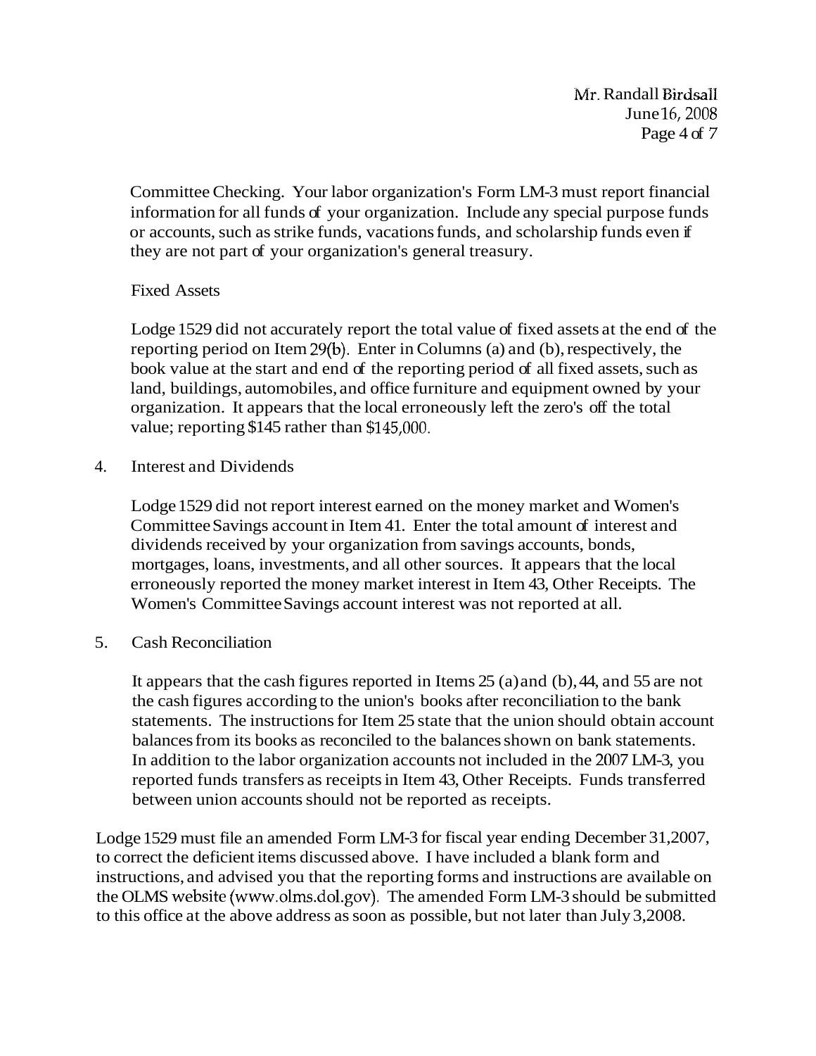Committee Checking. Your labor organization's Form LM-3 must report financial information for all funds of your organization. Include any special purpose funds or accounts, such as strike funds, vacations funds, and scholarship funds even if they are not part of your organization's general treasury.

Fixed Assets

Lodge 1529 did not accurately report the total value of fixed assets at the end of the reporting period on Item 29(b). Enter in Columns (a) and (b), respectively, the book value at the start and end of the reporting period of all fixed assets, such as land, buildings, automobiles, and office furniture and equipment owned by your organization. It appears that the local erroneously left the zero's off the total value; reporting $145 rather than $145,000.

4. Interest and Dividends

   Lodge 1529 did not report interest earned on the money market and Women's Committee Savings account in Item 41. Enter the total amount of interest and dividends received by your organization from savings accounts, bonds, mortgages, loans, investments, and all other sources. It appears that the local erroneously reported the money market interest in Item 43, Other Receipts. The Women's Committee Savings account interest was not reported at all.

5. Cash Reconciliation

   It appears that the cash figures reported in Items 25 (a) and (b), 44, and 55 are not the cash figures according to the union's books after reconciliation to the bank statements. The instructions for Item 25 state that the union should obtain account balances from its books as reconciled to the balances shown on bank statements. In addition to the labor organization accounts not included in the 2007 LM-3, you reported funds transfers as receipts in Item 43, Other Receipts. Funds transferred between union accounts should not be reported as receipts.

Lodge 1529 must file an amended Form LM-3 for fiscal year ending December 31,2007, to correct the deficient items discussed above. I have included a blank form and instructions, and advised you that the reporting forms and instructions are available on the OLMS website (www.olms.dol.gov). The amended Form LM-3 should be submitted to this office at the above address as soon as possible, but not later than July 3,2008.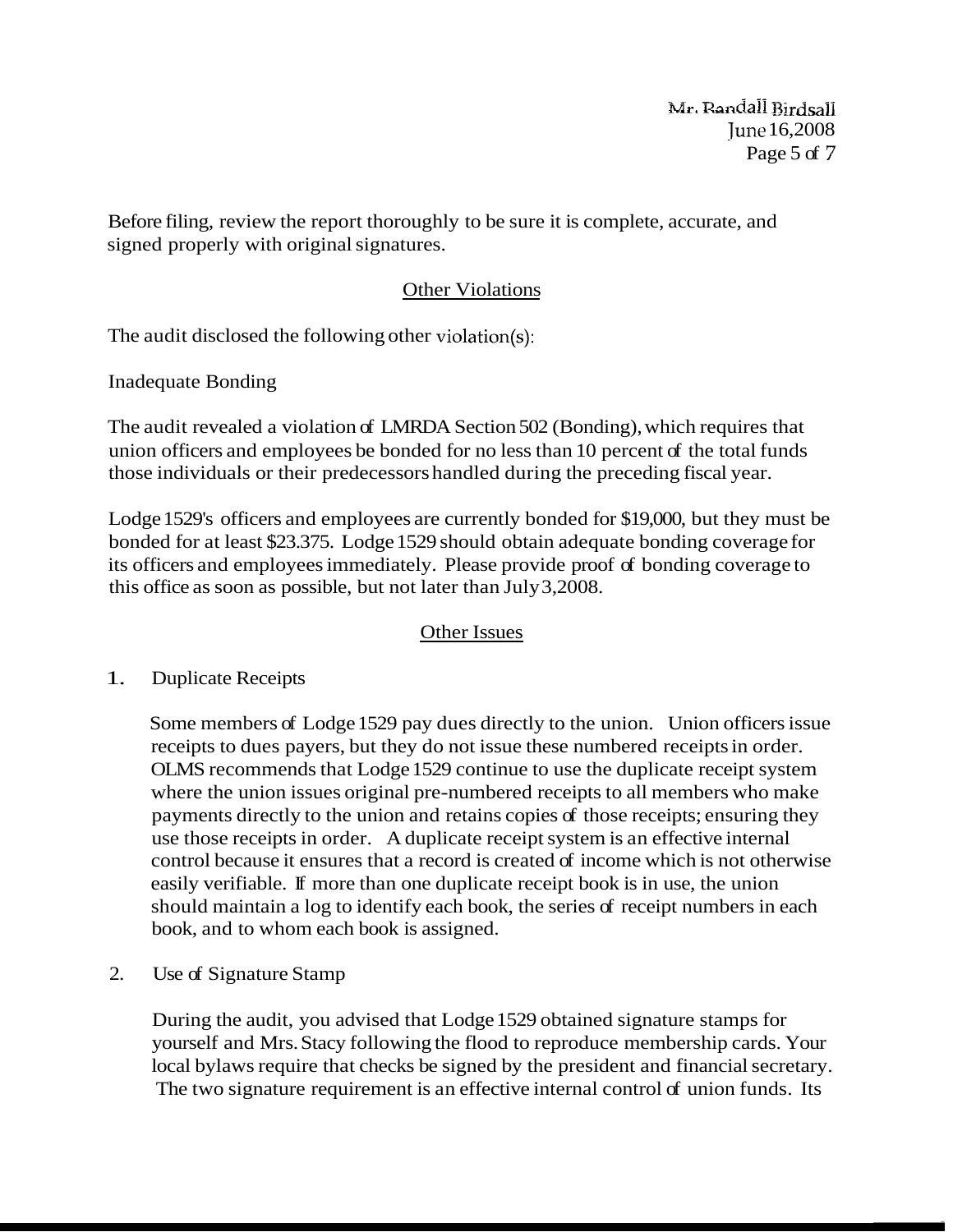Before filing, review the report thoroughly to be sure it is complete, accurate, and signed properly with original signatures.

## Other Violations

The audit disclosed the following other violation(s):

Inadequate Bonding

The audit revealed a violation of LMRDA Section 502 (Bonding), which requires that union officers and employees be bonded for no less than 10 percent of the total funds those individuals or their predecessors handled during the preceding fiscal year.

Lodge 1529's officers and employees are currently bonded for $19,000, but they must be bonded for at least $23.375. Lodge 1529 should obtain adequate bonding coverage for its officers and employees immediately. Please provide proof of bonding coverage to this office as soon as possible, but not later than July 3, 2008.

## Other Issues

1. Duplicate Receipts

   Some members of Lodge 1529 pay dues directly to the union. Union officers issue receipts to dues payers, but they do not issue these numbered receipts in order. OLMS recommends that Lodge 1529 continue to use the duplicate receipt system where the union issues original pre-numbered receipts to all members who make payments directly to the union and retains copies of those receipts; ensuring they use those receipts in order. A duplicate receipt system is an effective internal control because it ensures that a record is created of income which is not otherwise easily verifiable. If more than one duplicate receipt book is in use, the union should maintain a log to identify each book, the series of receipt numbers in each book, and to whom each book is assigned.

2. Use of Signature Stamp

   During the audit, you advised that Lodge 1529 obtained signature stamps for yourself and Mrs. Stacy following the flood to reproduce membership cards. Your local bylaws require that checks be signed by the president and financial secretary. The two signature requirement is an effective internal control of union funds. Its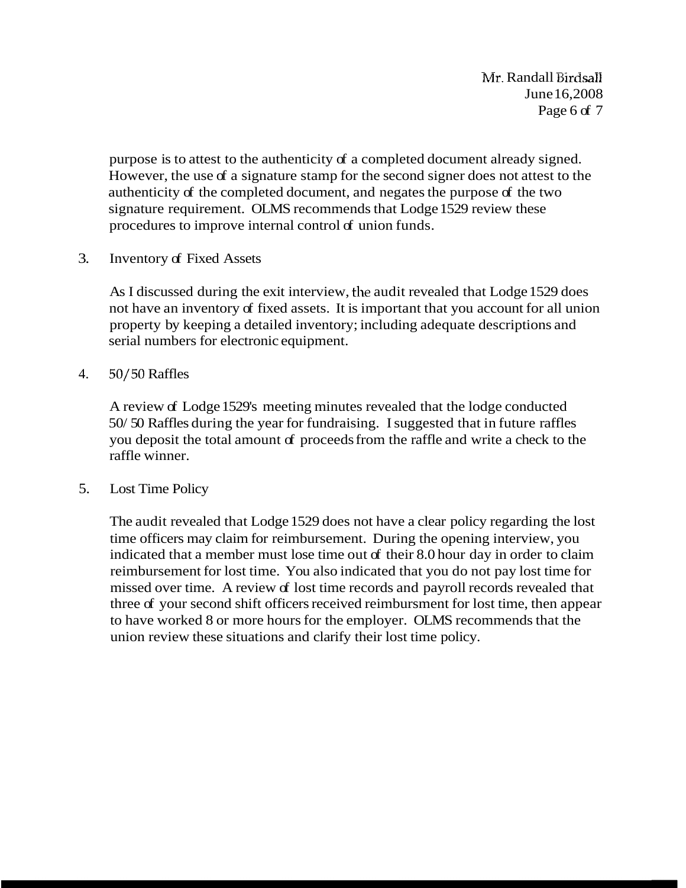purpose is to attest to the authenticity of a completed document already signed. However, the use of a signature stamp for the second signer does not attest to the authenticity of the completed document, and negates the purpose of the two signature requirement. OLMS recommends that Lodge 1529 review these procedures to improve internal control of union funds.

3. Inventory of Fixed Assets

   As I discussed during the exit interview, the audit revealed that Lodge 1529 does not have an inventory of fixed assets. It is important that you account for all union property by keeping a detailed inventory; including adequate descriptions and serial numbers for electronic equipment.

4. 50/50 Raffles

   A review of Lodge 1529's meeting minutes revealed that the lodge conducted 50/50 Raffles during the year for fundraising. I suggested that in future raffles you deposit the total amount of proceeds from the raffle and write a check to the raffle winner.

5. Lost Time Policy

   The audit revealed that Lodge 1529 does not have a clear policy regarding the lost time officers may claim for reimbursement. During the opening interview, you indicated that a member must lose time out of their 8.0 hour day in order to claim reimbursement for lost time. You also indicated that you do not pay lost time for missed over time. A review of lost time records and payroll records revealed that three of your second shift officers received reimbursment for lost time, then appear to have worked 8 or more hours for the employer. OLMS recommends that the union review these situations and clarify their lost time policy.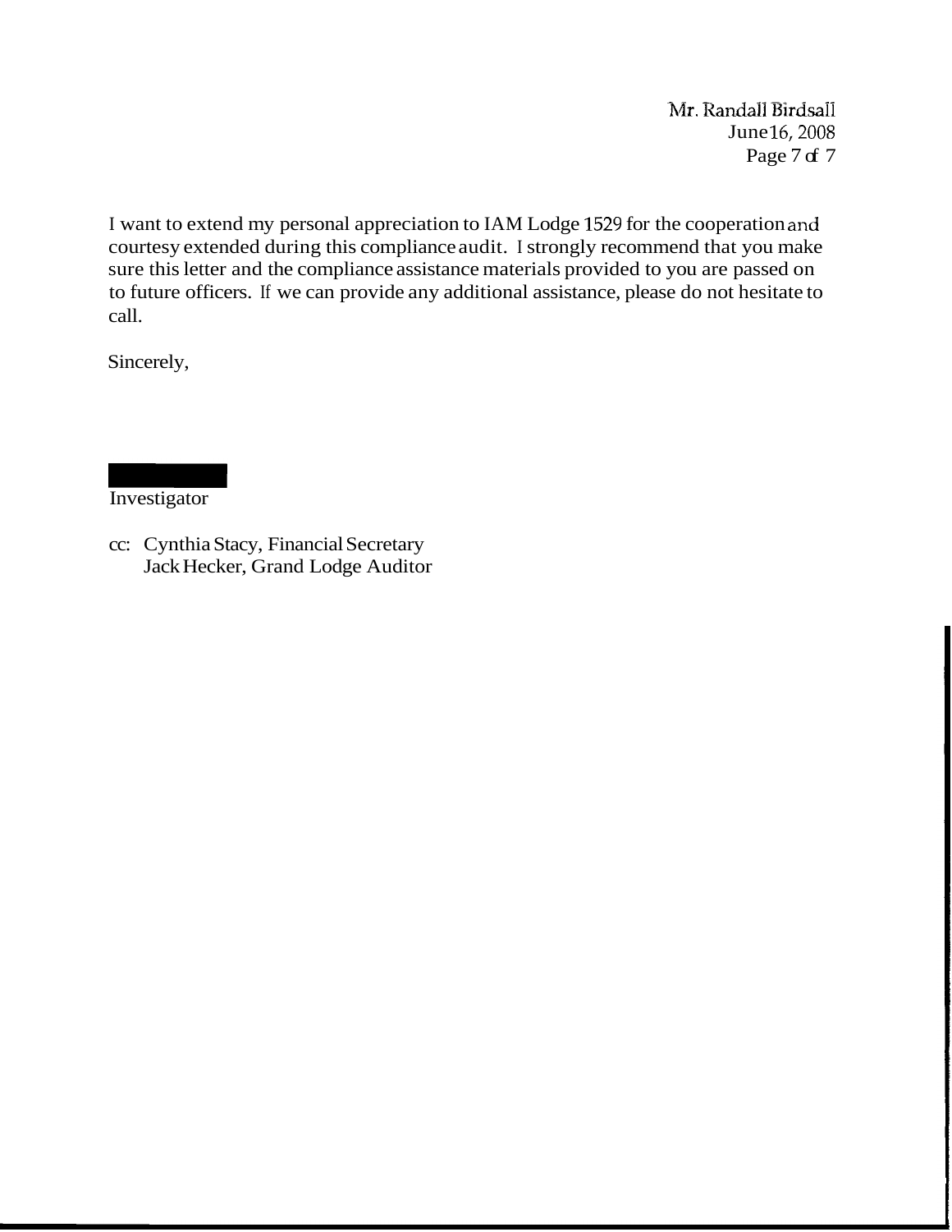I want to extend my personal appreciation to IAM Lodge 1529 for the cooperation and courtesy extended during this compliance audit. I strongly recommend that you make sure this letter and the compliance assistance materials provided to you are passed on to future officers. If we can provide any additional assistance, please do not hesitate to call.

Sincerely,

Investigator

cc: Cynthia Stacy, Financial Secretary
Jack Hecker, Grand Lodge Auditor